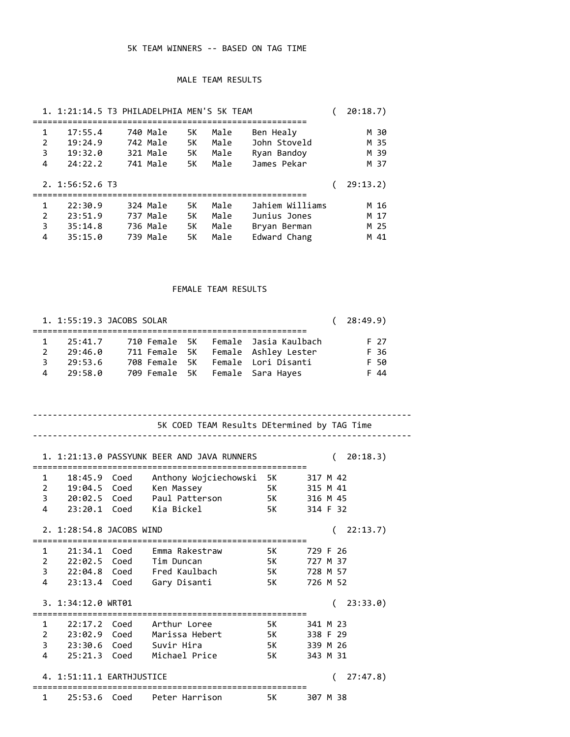# 5K TEAM WINNERS -- BASED ON TAG TIME

## MALE TEAM RESULTS

**1. 1:21:14.5 T3 PHILADELPHIA MEN'S 5K TEAM ( 20:18.7)**

| | Time | Bib | Team | Dist | Division | Name | Sex | Age |
|---|---|---|---|---|---|---|---|---|
| 1 | 17:55.4 | 740 | Male | 5K | Male | Ben Healy | M | 30 |
| 2 | 19:24.9 | 742 | Male | 5K | Male | John Stoveld | M | 35 |
| 3 | 19:32.0 | 321 | Male | 5K | Male | Ryan Bandoy | M | 39 |
| 4 | 24:22.2 | 741 | Male | 5K | Male | James Pekar | M | 37 |

**2. 1:56:52.6 T3 ( 29:13.2)**

| | Time | Bib | Team | Dist | Division | Name | Sex | Age |
|---|---|---|---|---|---|---|---|---|
| 1 | 22:30.9 | 324 | Male | 5K | Male | Jahiem Williams | M | 16 |
| 2 | 23:51.9 | 737 | Male | 5K | Male | Junius Jones | M | 17 |
| 3 | 35:14.8 | 736 | Male | 5K | Male | Bryan Berman | M | 25 |
| 4 | 35:15.0 | 739 | Male | 5K | Male | Edward Chang | M | 41 |

## FEMALE TEAM RESULTS

**1. 1:55:19.3 JACOBS SOLAR ( 28:49.9)**

| | Time | Bib | Team | Dist | Division | Name | Sex | Age |
|---|---|---|---|---|---|---|---|---|
| 1 | 25:41.7 | 710 | Female | 5K | Female | Jasia Kaulbach | F | 27 |
| 2 | 29:46.0 | 711 | Female | 5K | Female | Ashley Lester | F | 36 |
| 3 | 29:53.6 | 708 | Female | 5K | Female | Lori Disanti | F | 50 |
| 4 | 29:58.0 | 709 | Female | 5K | Female | Sara Hayes | F | 44 |

---

## 5K COED TEAM Results DEtermined by TAG Time

---

**1. 1:21:13.0 PASSYUNK BEER AND JAVA RUNNERS ( 20:18.3)**

| | Time | Team | Name | Dist | Bib | Sex | Age |
|---|---|---|---|---|---|---|---|
| 1 | 18:45.9 | Coed | Anthony Wojciechowski | 5K | 317 | M | 42 |
| 2 | 19:04.5 | Coed | Ken Massey | 5K | 315 | M | 41 |
| 3 | 20:02.5 | Coed | Paul Patterson | 5K | 316 | M | 45 |
| 4 | 23:20.1 | Coed | Kia Bickel | 5K | 314 | F | 32 |

**2. 1:28:54.8 JACOBS WIND ( 22:13.7)**

| | Time | Team | Name | Dist | Bib | Sex | Age |
|---|---|---|---|---|---|---|---|
| 1 | 21:34.1 | Coed | Emma Rakestraw | 5K | 729 | F | 26 |
| 2 | 22:02.5 | Coed | Tim Duncan | 5K | 727 | M | 37 |
| 3 | 22:04.8 | Coed | Fred Kaulbach | 5K | 728 | M | 57 |
| 4 | 23:13.4 | Coed | Gary Disanti | 5K | 726 | M | 52 |

**3. 1:34:12.0 WRT01 ( 23:33.0)**

| | Time | Team | Name | Dist | Bib | Sex | Age |
|---|---|---|---|---|---|---|---|
| 1 | 22:17.2 | Coed | Arthur Loree | 5K | 341 | M | 23 |
| 2 | 23:02.9 | Coed | Marissa Hebert | 5K | 338 | F | 29 |
| 3 | 23:30.6 | Coed | Suvir Hira | 5K | 339 | M | 26 |
| 4 | 25:21.3 | Coed | Michael Price | 5K | 343 | M | 31 |

**4. 1:51:11.1 EARTHJUSTICE ( 27:47.8)**

| | Time | Team | Name | Dist | Bib | Sex | Age |
|---|---|---|---|---|---|---|---|
| 1 | 25:53.6 | Coed | Peter Harrison | 5K | 307 | M | 38 |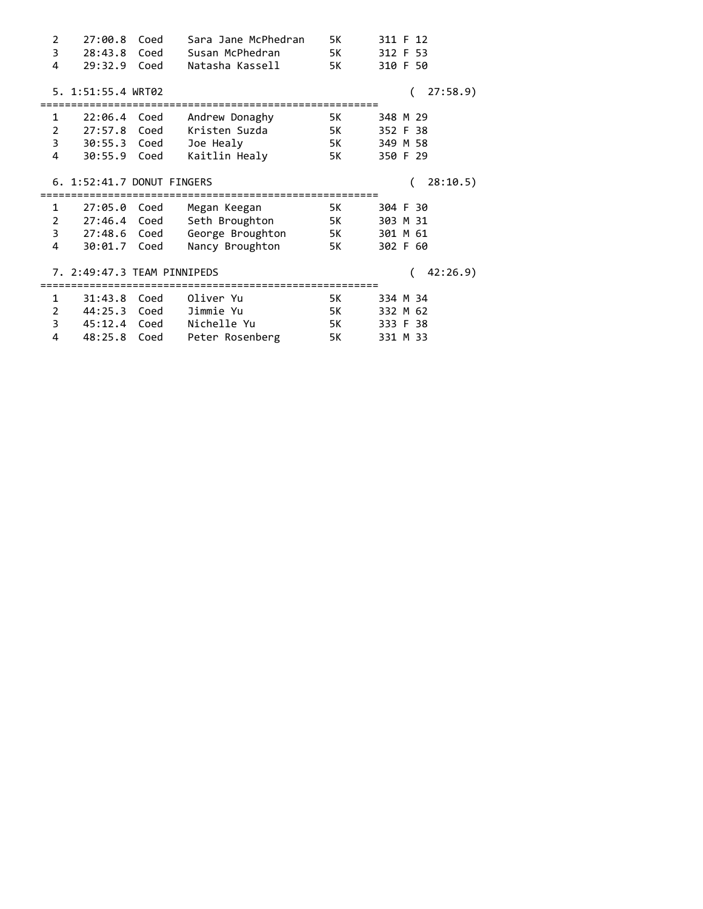```
  2    27:00.8  Coed    Sara Jane McPhedran    5K      311 F 12
  3    28:43.8  Coed    Susan McPhedran        5K      312 F 53
  4    29:32.9  Coed    Natasha Kassell        5K      310 F 50

  5. 1:51:55.4 WRT02                                         (  27:58.9)
=======================================================
  1    22:06.4  Coed    Andrew Donaghy         5K      348 M 29
  2    27:57.8  Coed    Kristen Suzda          5K      352 F 38
  3    30:55.3  Coed    Joe Healy              5K      349 M 58
  4    30:55.9  Coed    Kaitlin Healy          5K      350 F 29

  6. 1:52:41.7 DONUT FINGERS                                 (  28:10.5)
=======================================================
  1    27:05.0  Coed    Megan Keegan           5K      304 F 30
  2    27:46.4  Coed    Seth Broughton         5K      303 M 31
  3    27:48.6  Coed    George Broughton       5K      301 M 61
  4    30:01.7  Coed    Nancy Broughton        5K      302 F 60

  7. 2:49:47.3 TEAM PINNIPEDS                                (  42:26.9)
=======================================================
  1    31:43.8  Coed    Oliver Yu              5K      334 M 34
  2    44:25.3  Coed    Jimmie Yu              5K      332 M 62
  3    45:12.4  Coed    Nichelle Yu            5K      333 F 38
  4    48:25.8  Coed    Peter Rosenberg        5K      331 M 33
```